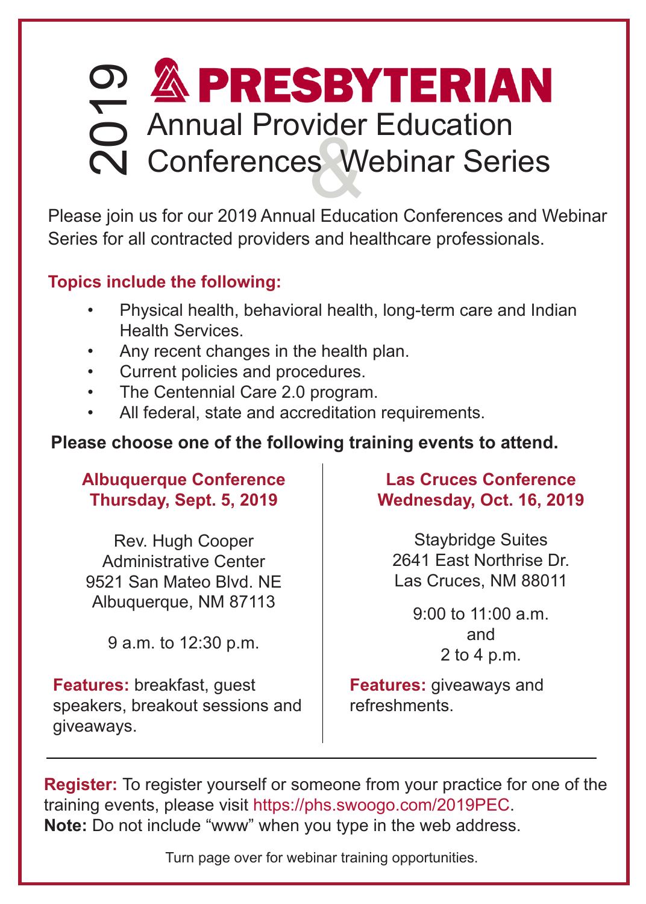# 2019 PRESBYTERIAN

## Annual Provider Education Conferences & Webinar Series

Please join us for our 2019 Annual Education Conferences and Webinar Series for all contracted providers and healthcare professionals.

**Topics include the following:**

- Physical health, behavioral health, long-term care and Indian Health Services.
- Any recent changes in the health plan.
- Current policies and procedures.
- The Centennial Care 2.0 program.
- All federal, state and accreditation requirements.

**Please choose one of the following training events to attend.**

### Albuquerque Conference
### Thursday, Sept. 5, 2019

Rev. Hugh Cooper
Administrative Center
9521 San Mateo Blvd. NE
Albuquerque, NM 87113

9 a.m. to 12:30 p.m.

**Features:** breakfast, guest speakers, breakout sessions and giveaways.

### Las Cruces Conference
### Wednesday, Oct. 16, 2019

Staybridge Suites
2641 East Northrise Dr.
Las Cruces, NM 88011

9:00 to 11:00 a.m.
and
2 to 4 p.m.

**Features:** giveaways and refreshments.

---

**Register:** To register yourself or someone from your practice for one of the training events, please visit https://phs.swoogo.com/2019PEC.
**Note:** Do not include "www" when you type in the web address.

Turn page over for webinar training opportunities.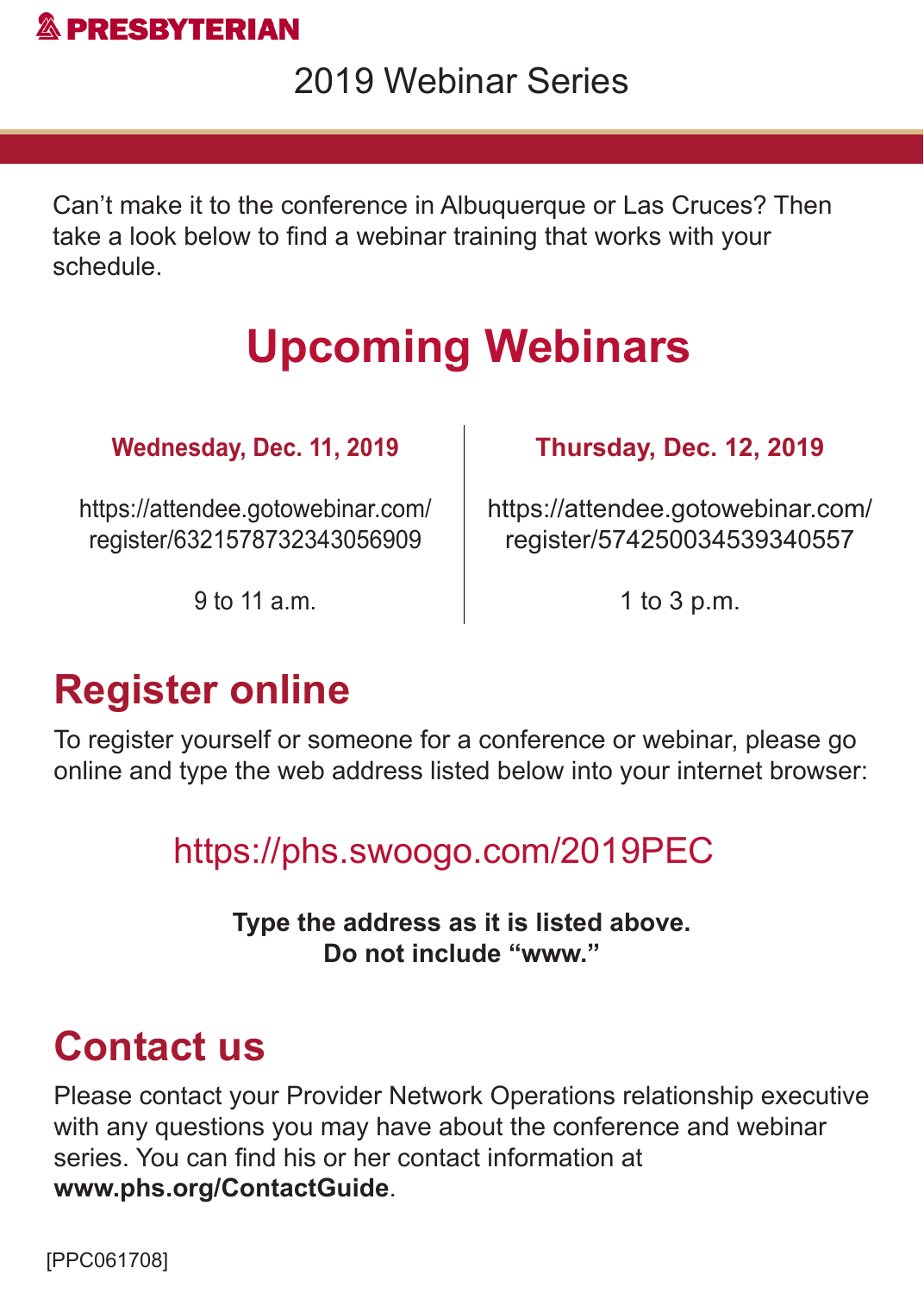**PRESBYTERIAN**

2019 Webinar Series

Can't make it to the conference in Albuquerque or Las Cruces? Then take a look below to find a webinar training that works with your schedule.

# Upcoming Webinars

**Wednesday, Dec. 11, 2019**

https://attendee.gotowebinar.com/register/6321578732343056909

9 to 11 a.m.

**Thursday, Dec. 12, 2019**

https://attendee.gotowebinar.com/register/5742500345393405557

1 to 3 p.m.

## Register online

To register yourself or someone for a conference or webinar, please go online and type the web address listed below into your internet browser:

https://phs.swoogo.com/2019PEC

**Type the address as it is listed above.**
**Do not include "www."**

## Contact us

Please contact your Provider Network Operations relationship executive with any questions you may have about the conference and webinar series. You can find his or her contact information at **www.phs.org/ContactGuide**.

[PPC061708]